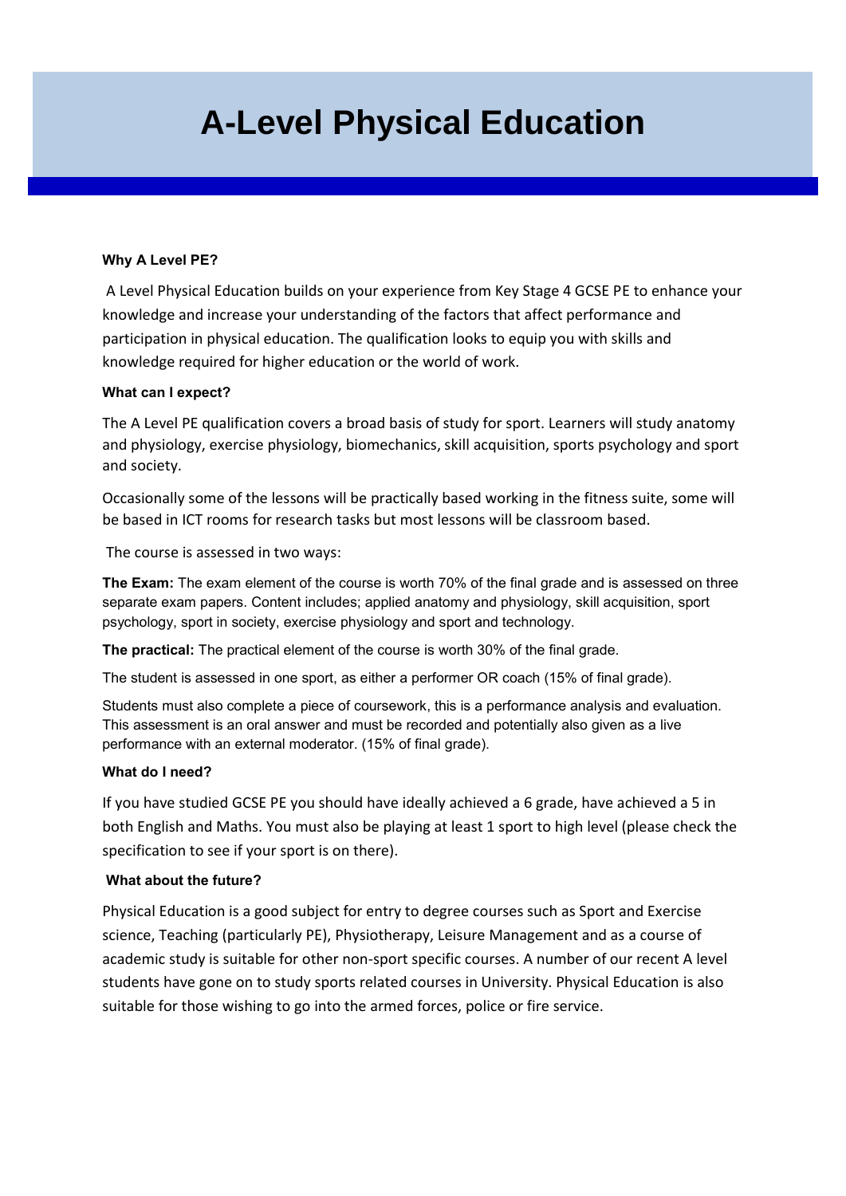# A-Level Physical Education

### Why A Level PE?

A Level Physical Education builds on your experience from Key Stage 4 GCSE PE to enhance your knowledge and increase your understanding of the factors that affect performance and participation in physical education. The qualification looks to equip you with skills and knowledge required for higher education or the world of work.

### What can I expect?

The A Level PE qualification covers a broad basis of study for sport. Learners will study anatomy and physiology, exercise physiology, biomechanics, skill acquisition, sports psychology and sport and society.

Occasionally some of the lessons will be practically based working in the fitness suite, some will be based in ICT rooms for research tasks but most lessons will be classroom based.

The course is assessed in two ways:

**The Exam:** The exam element of the course is worth 70% of the final grade and is assessed on three separate exam papers. Content includes; applied anatomy and physiology, skill acquisition, sport psychology, sport in society, exercise physiology and sport and technology.

**The practical:** The practical element of the course is worth 30% of the final grade.

The student is assessed in one sport, as either a performer OR coach (15% of final grade).

Students must also complete a piece of coursework, this is a performance analysis and evaluation. This assessment is an oral answer and must be recorded and potentially also given as a live performance with an external moderator. (15% of final grade).

### What do I need?

If you have studied GCSE PE you should have ideally achieved a 6 grade, have achieved a 5 in both English and Maths. You must also be playing at least 1 sport to high level (please check the specification to see if your sport is on there).

### What about the future?

Physical Education is a good subject for entry to degree courses such as Sport and Exercise science, Teaching (particularly PE), Physiotherapy, Leisure Management and as a course of academic study is suitable for other non-sport specific courses. A number of our recent A level students have gone on to study sports related courses in University. Physical Education is also suitable for those wishing to go into the armed forces, police or fire service.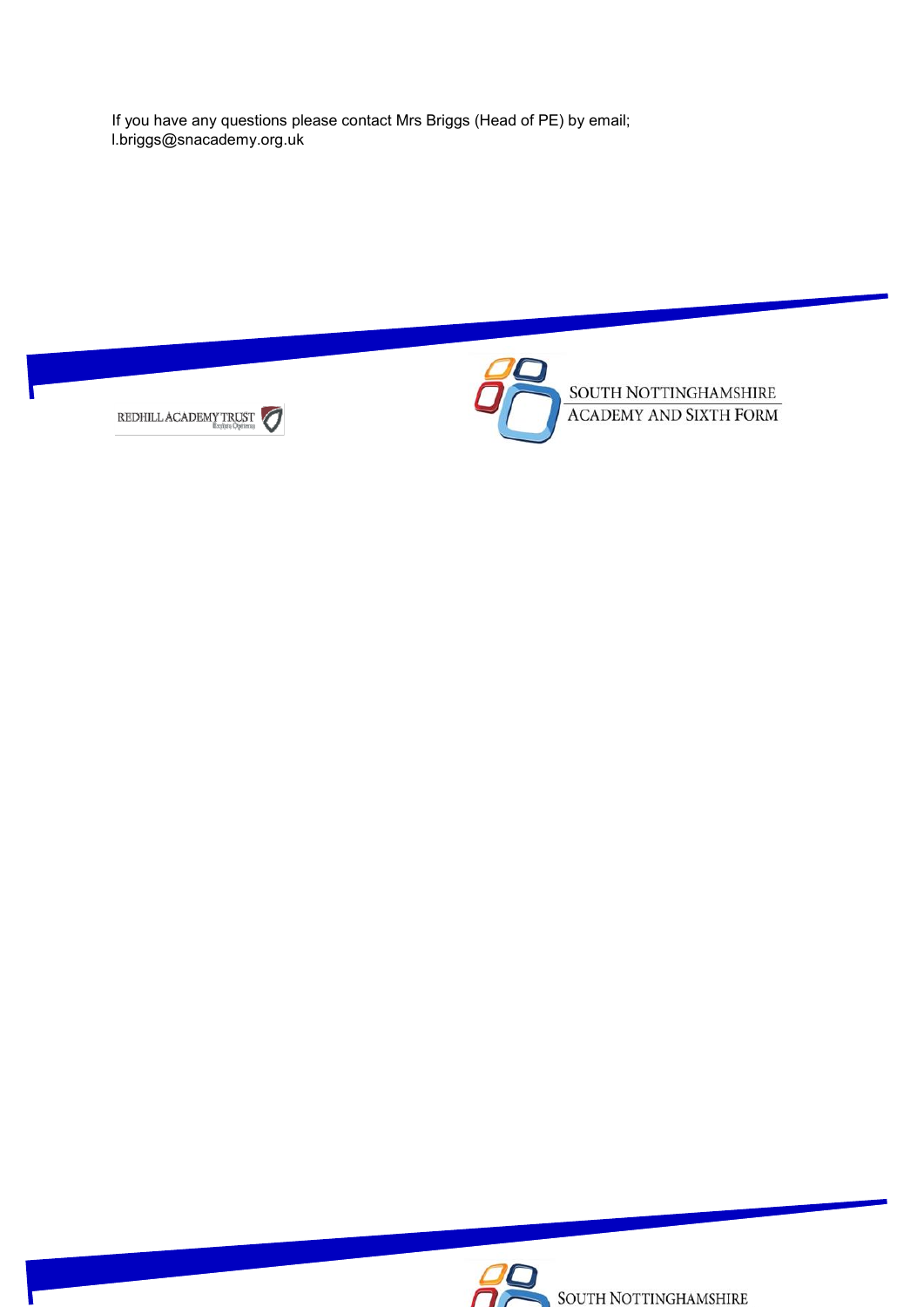If you have any questions please contact Mrs Briggs (Head of PE) by email; l.briggs@snacademy.org.uk